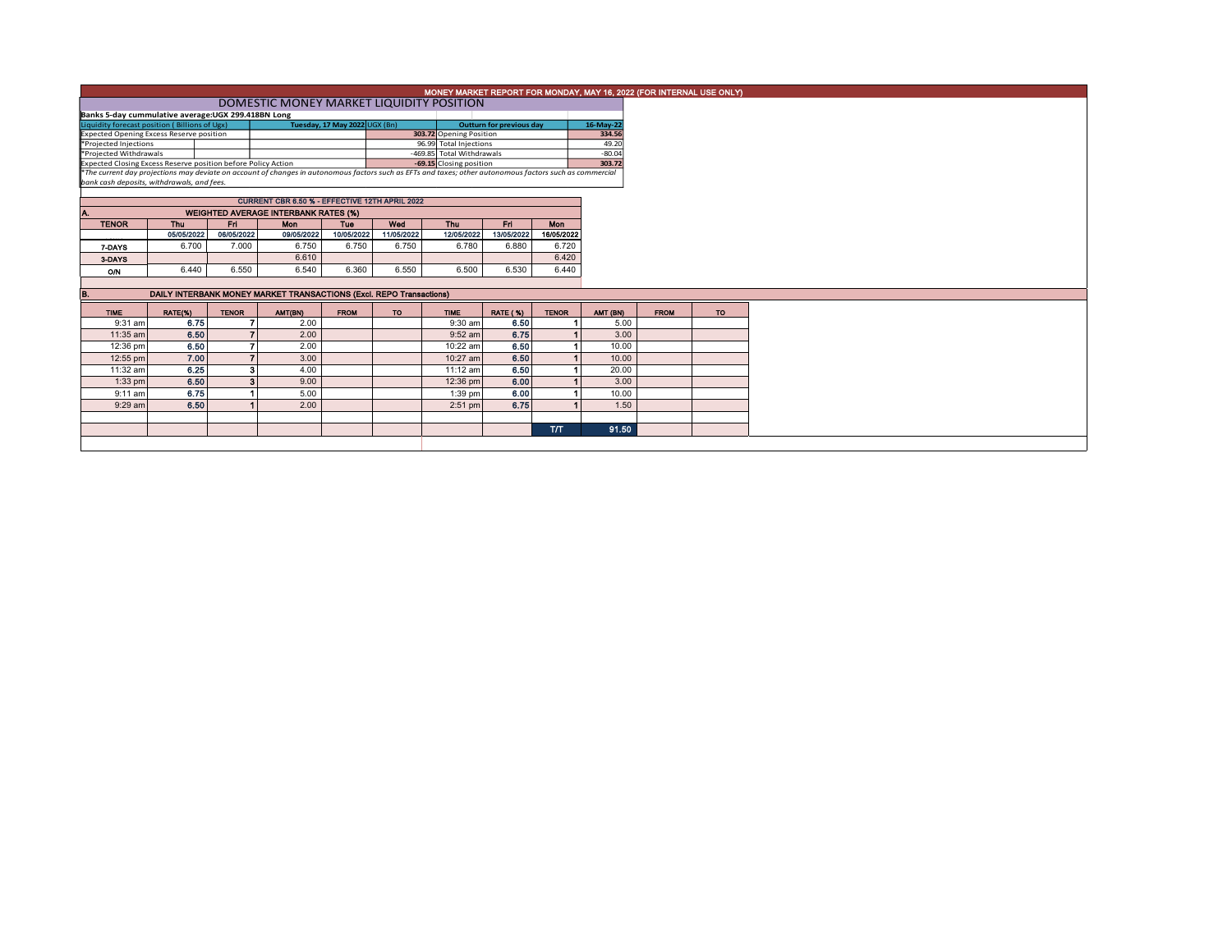## MONEY MARKET REPORT FOR MONDAY, MAY 16, 2022 (FOR INTERNAL USE ONLY)

### DOMESTIC MONEY MARKET LIQUIDITY POSITION

**Banks 5-day cummulative average:UGX 299.418BN Long**

| Liquidity forecast position ( Billions of Ugx) | Tuesday, 17 May 2022 UGX (Bn) | Outturn for previous day | 16-May-22 |
|---|---|---|---|
| Expected Opening Excess Reserve position | 303.72 | Opening Position | 334.56 |
| *Projected Injections | 96.99 | Total Injections | 49.20 |
| *Projected Withdrawals | -469.85 | Total Withdrawals | -80.04 |
| Expected Closing Excess Reserve position before Policy Action | -69.15 | Closing position | 303.72 |

*The current day projections may deviate on account of changes in autonomous factors such as EFTs and taxes; other autonomous factors such as commercial bank cash deposits, withdrawals, and fees.

**CURRENT CBR 6.50 % - EFFECTIVE 12TH APRIL 2022**

**A. WEIGHTED AVERAGE INTERBANK RATES (%)**

| TENOR | Thu 05/05/2022 | Fri 06/05/2022 | Mon 09/05/2022 | Tue 10/05/2022 | Wed 11/05/2022 | Thu 12/05/2022 | Fri 13/05/2022 | Mon 16/05/2022 |
|---|---|---|---|---|---|---|---|---|
| 7-DAYS | 6.700 | 7.000 | 6.750 | 6.750 | 6.750 | 6.780 | 6.880 | 6.720 |
| 3-DAYS | | | 6.610 | | | | | 6.420 |
| O/N | 6.440 | 6.550 | 6.540 | 6.360 | 6.550 | 6.500 | 6.530 | 6.440 |

**B. DAILY INTERBANK MONEY MARKET TRANSACTIONS (Excl. REPO Transactions)**

| TIME | RATE(%) | TENOR | AMT(BN) | FROM | TO | TIME | RATE (%) | TENOR | AMT (BN) | FROM | TO |
|---|---|---|---|---|---|---|---|---|---|---|---|
| 9:31 am | 6.75 | 7 | 2.00 | | | 9:30 am | 6.50 | 1 | 5.00 | | |
| 11:35 am | 6.50 | 7 | 2.00 | | | 9:52 am | 6.75 | 1 | 3.00 | | |
| 12:36 pm | 6.50 | 7 | 2.00 | | | 10:22 am | 6.50 | 1 | 10.00 | | |
| 12:55 pm | 7.00 | 7 | 3.00 | | | 10:27 am | 6.50 | 1 | 10.00 | | |
| 11:32 am | 6.25 | 3 | 4.00 | | | 11:12 am | 6.50 | 1 | 20.00 | | |
| 1:33 pm | 6.50 | 3 | 9.00 | | | 12:36 pm | 6.00 | 1 | 3.00 | | |
| 9:11 am | 6.75 | 1 | 5.00 | | | 1:39 pm | 6.00 | 1 | 10.00 | | |
| 9:29 am | 6.50 | 1 | 2.00 | | | 2:51 pm | 6.75 | 1 | 1.50 | | |
| | | | | | | | | T/T | 91.50 | | |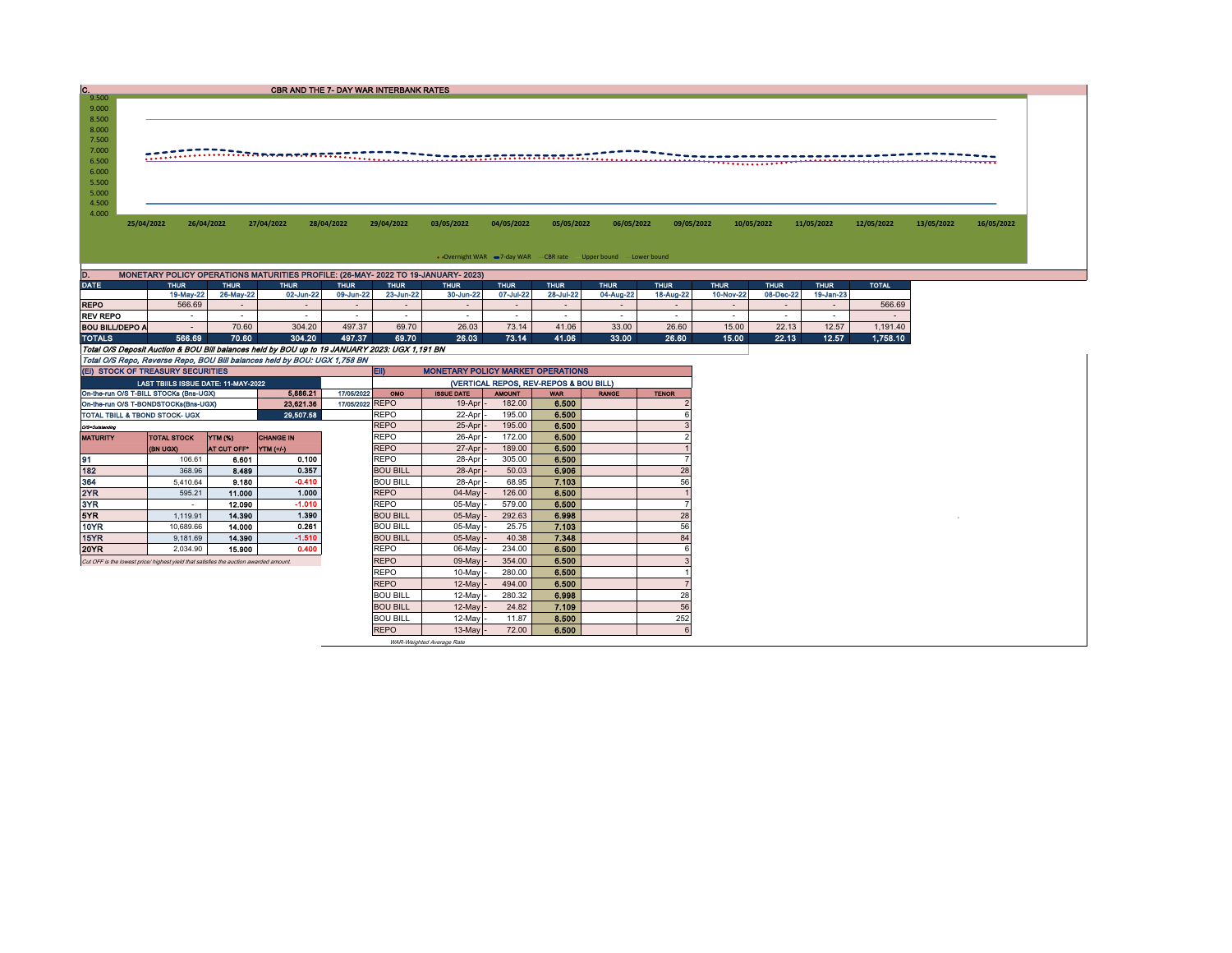## C. CBR AND THE 7- DAY WAR INTERBANK RATES

9.500
9.000
8.500
8.000
7.500
7.000
6.500
6.000
5.500
5.000
4.500
4.000

25/04/2022 26/04/2022 27/04/2022 28/04/2022 29/04/2022 03/05/2022 04/05/2022 05/05/2022 06/05/2022 09/05/2022 10/05/2022 11/05/2022 12/05/2022 13/05/2022 16/05/2022

Overnight WAR — 7-day WAR — CBR rate — Upper bound — Lower bound

## D. MONETARY POLICY OPERATIONS MATURITIES PROFILE: (26-MAY- 2022 TO 19-JANUARY- 2023)

| DATE | THUR | THUR | THUR | THUR | THUR | THUR | THUR | THUR | THUR | THUR | THUR | THUR | THUR | TOTAL |
|---|---|---|---|---|---|---|---|---|---|---|---|---|---|---|
| | 19-May-22 | 26-May-22 | 02-Jun-22 | 09-Jun-22 | 23-Jun-22 | 30-Jun-22 | 07-Jul-22 | 28-Jul-22 | 04-Aug-22 | 18-Aug-22 | 10-Nov-22 | 08-Dec-22 | 19-Jan-23 | |
| REPO | 566.69 | - | - | - | - | - | - | - | - | - | - | - | - | 566.69 |
| REV REPO | - | - | - | - | - | - | - | - | - | - | - | - | - | - |
| BOU BILL/DEPO A | - | 70.60 | 304.20 | 497.37 | 69.70 | 26.03 | 73.14 | 41.06 | 33.00 | 26.60 | 15.00 | 22.13 | 12.57 | 1,191.40 |
| TOTALS | 566.69 | 70.60 | 304.20 | 497.37 | 69.70 | 26.03 | 73.14 | 41.06 | 33.00 | 26.60 | 15.00 | 22.13 | 12.57 | 1,758.10 |

*Total O/S Deposit Auction & BOU Bill balances held by BOU up to 19 JANUARY 2023: UGX 1,191 BN*

*Total O/S Repo, Reverse Repo, BOU Bill balances held by BOU: UGX 1,758 BN*

## (EI) STOCK OF TREASURY SECURITIES

| LAST TBIILS ISSUE DATE: 11-MAY-2022 | | |
|---|---|---|
| On-the-run O/S T-BILL STOCKs (Bns-UGX) | 5,886.21 | 17/05/2022 |
| On-the-run O/S T-BONDSTOCKs(Bns-UGX) | 23,621.36 | 17/05/2022 |
| TOTAL TBILL & TBOND STOCK- UGX | 29,507.58 | |

*O/S=Outstanding*

| MATURITY | TOTAL STOCK (BN UGX) | YTM (%) AT CUT OFF* | CHANGE IN YTM (+/-) |
|---|---|---|---|
| 91 | 106.61 | 6.601 | 0.100 |
| 182 | 368.96 | 8.489 | 0.357 |
| 364 | 5,410.64 | 9.180 | -0.410 |
| 2YR | 595.21 | 11.000 | 1.000 |
| 3YR | - | 12.090 | -1.010 |
| 5YR | 1,119.91 | 14.390 | 1.390 |
| 10YR | 10,689.66 | 14.000 | 0.261 |
| 15YR | 9,181.69 | 14.390 | -1.510 |
| 20YR | 2,034.90 | 15.900 | 0.400 |

*Cut OFF is the lowest price/ highest yield that satisfies the auction awarded amount.*

## EII) MONETARY POLICY MARKET OPERATIONS

(VERTICAL REPOS, REV-REPOS & BOU BILL)

| OMO | ISSUE DATE | AMOUNT | WAR | RANGE | TENOR |
|---|---|---|---|---|---|
| REPO | 19-Apr - | 182.00 | 6.500 | | 2 |
| REPO | 22-Apr - | 195.00 | 6.500 | | 6 |
| REPO | 25-Apr - | 195.00 | 6.500 | | 3 |
| REPO | 26-Apr - | 172.00 | 6.500 | | 2 |
| REPO | 27-Apr - | 189.00 | 6.500 | | 1 |
| REPO | 28-Apr - | 305.00 | 6.500 | | 7 |
| BOU BILL | 28-Apr - | 50.03 | 6.906 | | 28 |
| BOU BILL | 28-Apr - | 68.95 | 7.103 | | 56 |
| REPO | 04-May - | 126.00 | 6.500 | | 1 |
| REPO | 05-May - | 579.00 | 6.500 | | 7 |
| BOU BILL | 05-May - | 292.63 | 6.998 | | 28 |
| BOU BILL | 05-May - | 25.75 | 7.103 | | 56 |
| BOU BILL | 05-May - | 40.38 | 7.348 | | 84 |
| REPO | 06-May - | 234.00 | 6.500 | | 6 |
| REPO | 09-May - | 354.00 | 6.500 | | 3 |
| REPO | 10-May - | 280.00 | 6.500 | | 1 |
| REPO | 12-May - | 494.00 | 6.500 | | 7 |
| BOU BILL | 12-May - | 280.32 | 6.998 | | 28 |
| BOU BILL | 12-May - | 24.82 | 7.109 | | 56 |
| BOU BILL | 12-May - | 11.87 | 8.500 | | 252 |
| REPO | 13-May - | 72.00 | 6.500 | | 6 |

*WAR-Weighted Average Rate*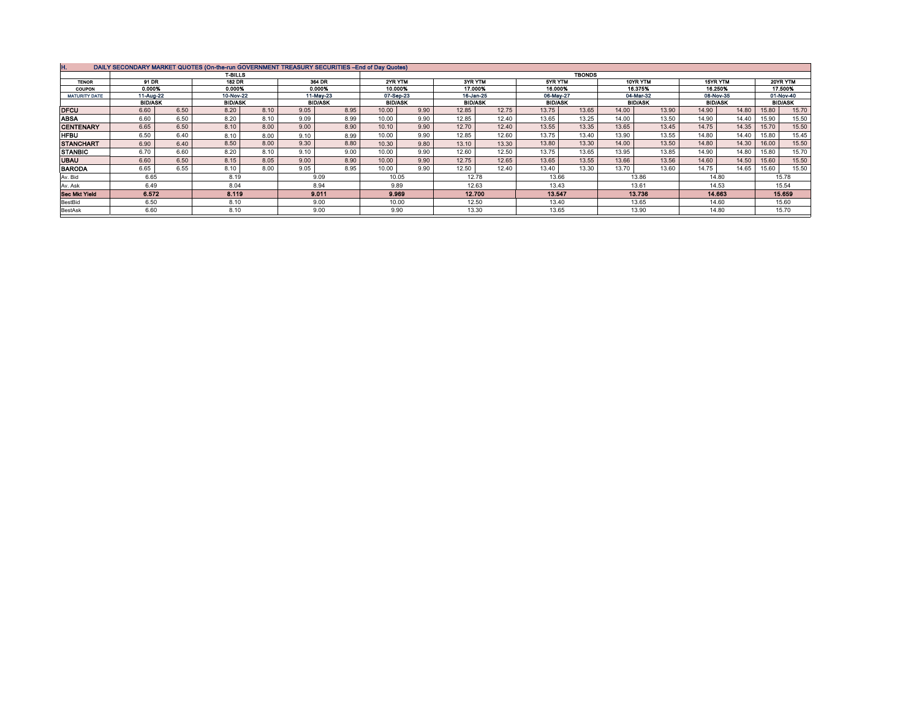## H. DAILY SECONDARY MARKET QUOTES (On-the-run GOVERNMENT TREASURY SECURITIES –End of Day Quotes)

| | T-BILLS | | | | | | TBONDS | | | | | | | | | | | |
|---|---|---|---|---|---|---|---|---|---|---|---|---|---|---|---|---|---|---|
| TENOR | 91 DR | | 182 DR | | 364 DR | | 2YR YTM | | 3YR YTM | | 5YR YTM | | 10YR YTM | | 15YR YTM | | 20YR YTM | |
| COUPON | 0.000% | | 0.000% | | 0.000% | | 10.000% | | 17.000% | | 16.000% | | 16.375% | | 16.250% | | 17.500% | |
| MATURITY DATE | 11-Aug-22 | | 10-Nov-22 | | 11-May-23 | | 07-Sep-23 | | 16-Jan-25 | | 06-May-27 | | 04-Mar-32 | | 08-Nov-35 | | 01-Nov-40 | |
| | BID/ASK | | BID/ASK | | BID/ASK | | BID/ASK | | BID/ASK | | BID/ASK | | BID/ASK | | BID/ASK | | BID/ASK | |
| **DFCU** | 6.60 | 6.50 | 8.20 | 8.10 | 9.05 | 8.95 | 10.00 | 9.90 | 12.85 | 12.75 | 13.75 | 13.65 | 14.00 | 13.90 | 14.90 | 14.80 | 15.80 | 15.70 |
| **ABSA** | 6.60 | 6.50 | 8.20 | 8.10 | 9.09 | 8.99 | 10.00 | 9.90 | 12.85 | 12.40 | 13.65 | 13.25 | 14.00 | 13.50 | 14.90 | 14.40 | 15.90 | 15.50 |
| **CENTENARY** | 6.65 | 6.50 | 8.10 | 8.00 | 9.00 | 8.90 | 10.10 | 9.90 | 12.70 | 12.40 | 13.55 | 13.35 | 13.65 | 13.45 | 14.75 | 14.35 | 15.70 | 15.50 |
| **HFBU** | 6.50 | 6.40 | 8.10 | 8.00 | 9.10 | 8.99 | 10.00 | 9.90 | 12.85 | 12.60 | 13.75 | 13.40 | 13.90 | 13.55 | 14.80 | 14.40 | 15.80 | 15.45 |
| **STANCHART** | 6.90 | 6.40 | 8.50 | 8.00 | 9.30 | 8.80 | 10.30 | 9.80 | 13.10 | 13.30 | 13.80 | 13.30 | 14.00 | 13.50 | 14.80 | 14.30 | 16.00 | 15.50 |
| **STANBIC** | 6.70 | 6.60 | 8.20 | 8.10 | 9.10 | 9.00 | 10.00 | 9.90 | 12.60 | 12.50 | 13.75 | 13.65 | 13.95 | 13.85 | 14.90 | 14.80 | 15.80 | 15.70 |
| **UBAU** | 6.60 | 6.50 | 8.15 | 8.05 | 9.00 | 8.90 | 10.00 | 9.90 | 12.75 | 12.65 | 13.65 | 13.55 | 13.66 | 13.56 | 14.60 | 14.50 | 15.60 | 15.50 |
| **BARODA** | 6.65 | 6.55 | 8.10 | 8.00 | 9.05 | 8.95 | 10.00 | 9.90 | 12.50 | 12.40 | 13.40 | 13.30 | 13.70 | 13.60 | 14.75 | 14.65 | 15.60 | 15.50 |
| Av. Bid | 6.65 | | 8.19 | | 9.09 | | 10.05 | | 12.78 | | 13.66 | | 13.86 | | 14.80 | | 15.78 | |
| Av. Ask | 6.49 | | 8.04 | | 8.94 | | 9.89 | | 12.63 | | 13.43 | | 13.61 | | 14.53 | | 15.54 | |
| **Sec Mkt Yield** | **6.572** | | **8.119** | | **9.011** | | **9.969** | | **12.700** | | **13.547** | | **13.736** | | **14.663** | | **15.659** | |
| BestBid | 6.50 | | 8.10 | | 9.00 | | 10.00 | | 12.50 | | 13.40 | | 13.65 | | 14.60 | | 15.60 | |
| BestAsk | 6.60 | | 8.10 | | 9.00 | | 9.90 | | 13.30 | | 13.65 | | 13.90 | | 14.80 | | 15.70 | |